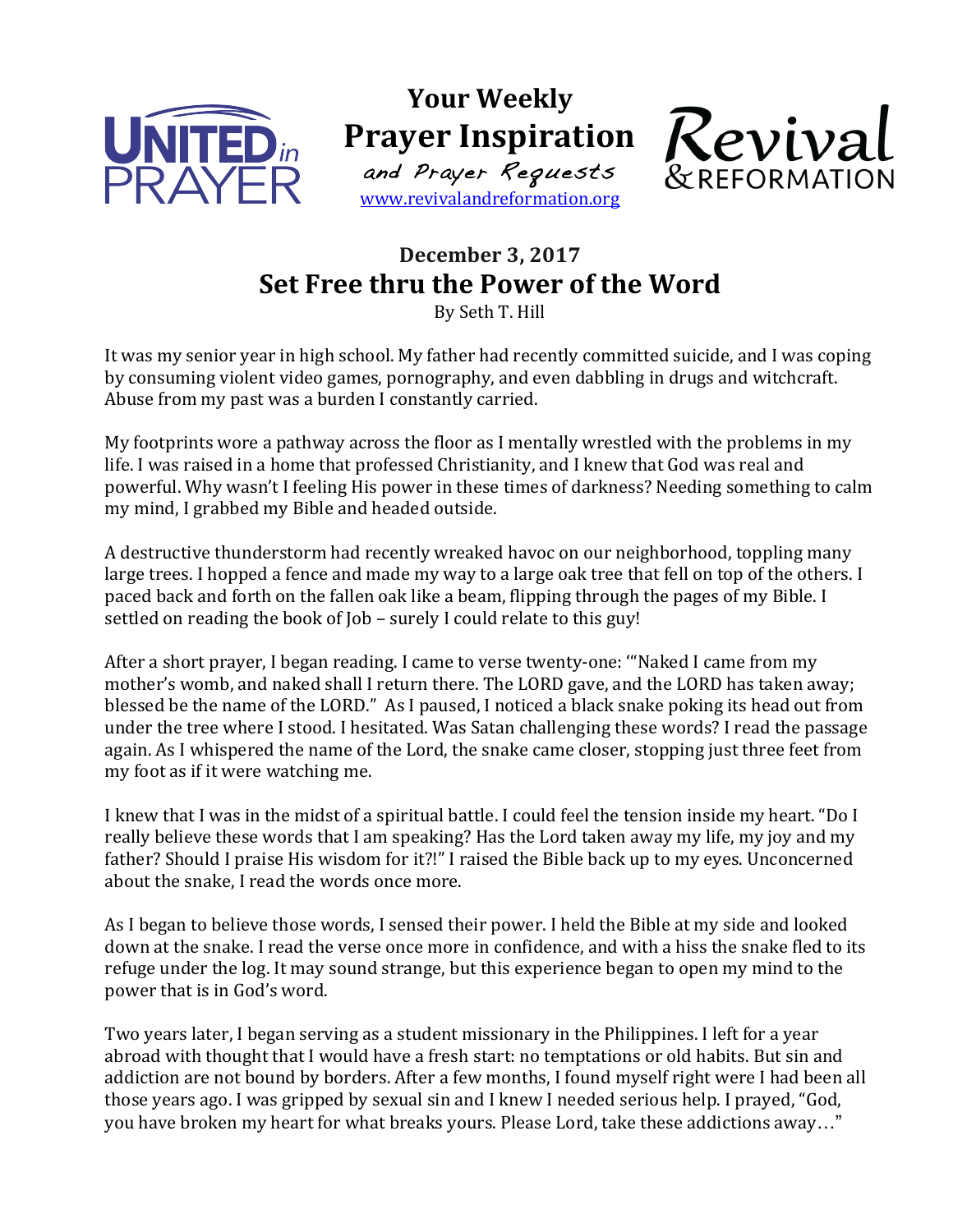UNITED in PRAYER

**Your Weekly Prayer Inspiration**

*and Prayer Requests*

www.revivalandreformation.org

Revival & REFORMATION

## December 3, 2017

# Set Free thru the Power of the Word

By Seth T. Hill

It was my senior year in high school. My father had recently committed suicide, and I was coping by consuming violent video games, pornography, and even dabbling in drugs and witchcraft. Abuse from my past was a burden I constantly carried.

My footprints wore a pathway across the floor as I mentally wrestled with the problems in my life. I was raised in a home that professed Christianity, and I knew that God was real and powerful. Why wasn't I feeling His power in these times of darkness? Needing something to calm my mind, I grabbed my Bible and headed outside.

A destructive thunderstorm had recently wreaked havoc on our neighborhood, toppling many large trees. I hopped a fence and made my way to a large oak tree that fell on top of the others. I paced back and forth on the fallen oak like a beam, flipping through the pages of my Bible. I settled on reading the book of Job – surely I could relate to this guy!

After a short prayer, I began reading. I came to verse twenty-one: '"Naked I came from my mother's womb, and naked shall I return there. The LORD gave, and the LORD has taken away; blessed be the name of the LORD." As I paused, I noticed a black snake poking its head out from under the tree where I stood. I hesitated. Was Satan challenging these words? I read the passage again. As I whispered the name of the Lord, the snake came closer, stopping just three feet from my foot as if it were watching me.

I knew that I was in the midst of a spiritual battle. I could feel the tension inside my heart. "Do I really believe these words that I am speaking? Has the Lord taken away my life, my joy and my father? Should I praise His wisdom for it?!" I raised the Bible back up to my eyes. Unconcerned about the snake, I read the words once more.

As I began to believe those words, I sensed their power. I held the Bible at my side and looked down at the snake. I read the verse once more in confidence, and with a hiss the snake fled to its refuge under the log. It may sound strange, but this experience began to open my mind to the power that is in God's word.

Two years later, I began serving as a student missionary in the Philippines. I left for a year abroad with thought that I would have a fresh start: no temptations or old habits. But sin and addiction are not bound by borders. After a few months, I found myself right were I had been all those years ago. I was gripped by sexual sin and I knew I needed serious help. I prayed, "God, you have broken my heart for what breaks yours. Please Lord, take these addictions away…"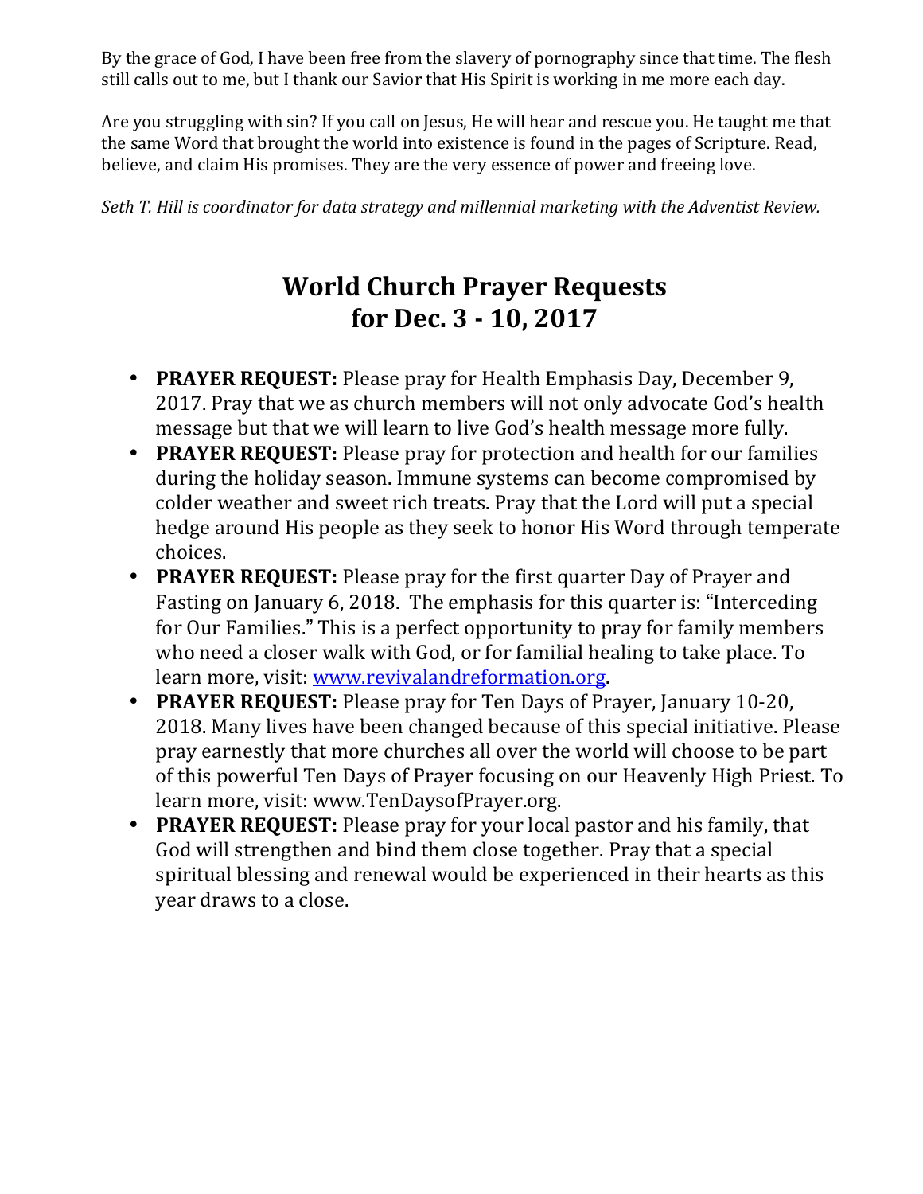By the grace of God, I have been free from the slavery of pornography since that time. The flesh still calls out to me, but I thank our Savior that His Spirit is working in me more each day.

Are you struggling with sin? If you call on Jesus, He will hear and rescue you. He taught me that the same Word that brought the world into existence is found in the pages of Scripture. Read, believe, and claim His promises. They are the very essence of power and freeing love.

*Seth T. Hill is coordinator for data strategy and millennial marketing with the Adventist Review.*

## World Church Prayer Requests for Dec. 3 - 10, 2017

- **PRAYER REQUEST:** Please pray for Health Emphasis Day, December 9, 2017. Pray that we as church members will not only advocate God's health message but that we will learn to live God's health message more fully.
- **PRAYER REQUEST:** Please pray for protection and health for our families during the holiday season. Immune systems can become compromised by colder weather and sweet rich treats. Pray that the Lord will put a special hedge around His people as they seek to honor His Word through temperate choices.
- **PRAYER REQUEST:** Please pray for the first quarter Day of Prayer and Fasting on January 6, 2018. The emphasis for this quarter is: "Interceding for Our Families." This is a perfect opportunity to pray for family members who need a closer walk with God, or for familial healing to take place. To learn more, visit: [www.revivalandreformation.org](www.revivalandreformation.org).
- **PRAYER REQUEST:** Please pray for Ten Days of Prayer, January 10-20, 2018. Many lives have been changed because of this special initiative. Please pray earnestly that more churches all over the world will choose to be part of this powerful Ten Days of Prayer focusing on our Heavenly High Priest. To learn more, visit: www.TenDaysofPrayer.org.
- **PRAYER REQUEST:** Please pray for your local pastor and his family, that God will strengthen and bind them close together. Pray that a special spiritual blessing and renewal would be experienced in their hearts as this year draws to a close.